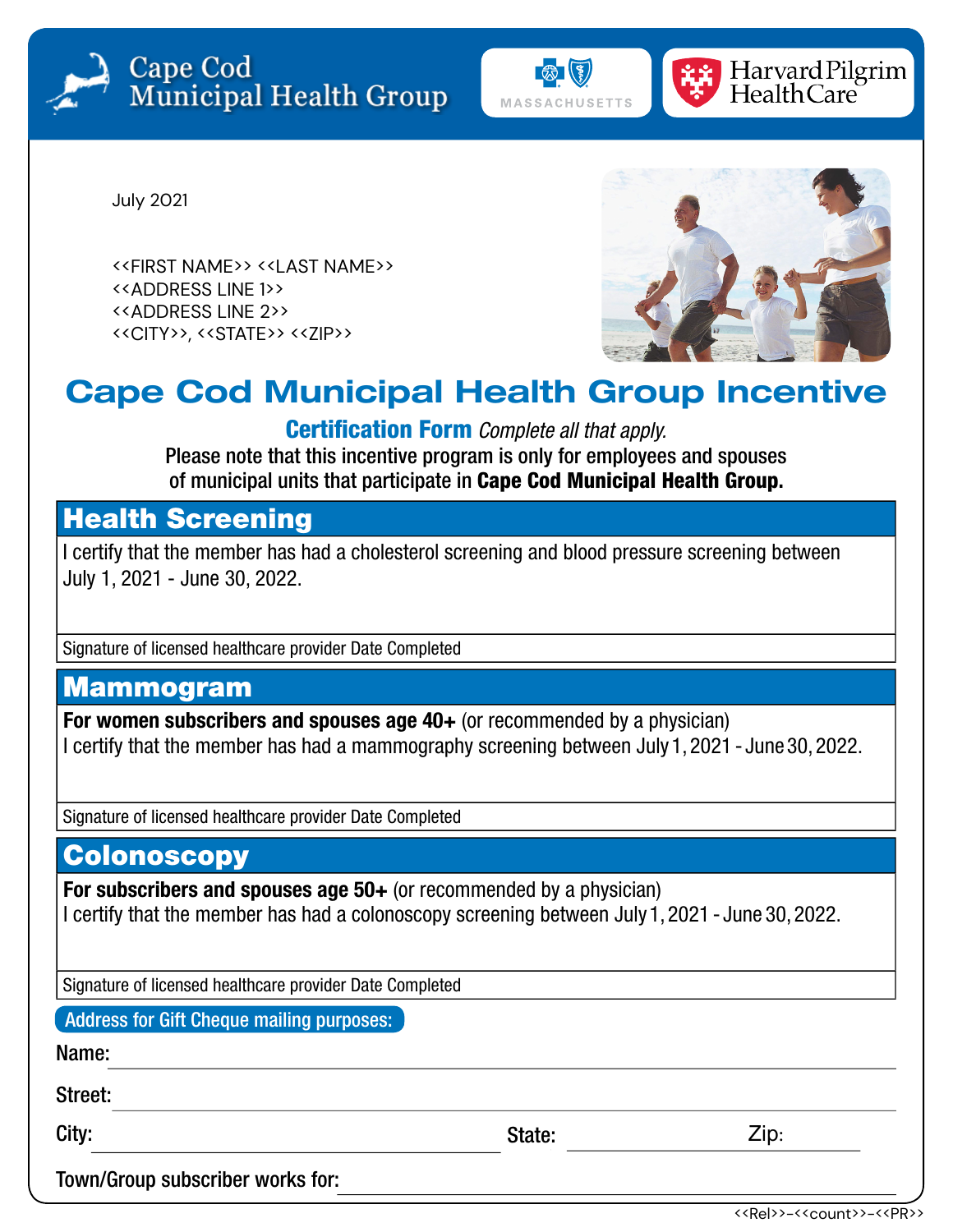Cape Cod Municipal Health Group

MASSACHUSETTS

Harvard Pilgrim Health Care

July 2021

<<FIRST NAME>> <<LAST NAME>>
<<ADDRESS LINE 1>>
<<ADDRESS LINE 2>>
<<CITY>>, <<STATE>> <<ZIP>>

# Cape Cod Municipal Health Group Incentive

**Certification Form** *Complete all that apply.*

Please note that this incentive program is only for employees and spouses of municipal units that participate in **Cape Cod Municipal Health Group.**

## Health Screening

I certify that the member has had a cholesterol screening and blood pressure screening between July 1, 2021 - June 30, 2022.

Signature of licensed healthcare provider Date Completed

## Mammogram

**For women subscribers and spouses age 40+** (or recommended by a physician)
I certify that the member has had a mammography screening between July 1, 2021 - June 30, 2022.

Signature of licensed healthcare provider Date Completed

## Colonoscopy

**For subscribers and spouses age 50+** (or recommended by a physician)
I certify that the member has had a colonoscopy screening between July 1, 2021 - June 30, 2022.

Signature of licensed healthcare provider Date Completed

**Address for Gift Cheque mailing purposes:**

Name: \_\_\_\_\_\_\_\_\_\_\_\_\_\_\_\_\_\_\_\_\_\_\_\_\_\_\_\_\_\_\_\_\_\_\_\_\_\_\_\_

Street: \_\_\_\_\_\_\_\_\_\_\_\_\_\_\_\_\_\_\_\_\_\_\_\_\_\_\_\_\_\_\_\_\_\_\_\_\_\_\_\_

City: \_\_\_\_\_\_\_\_\_\_\_\_\_\_\_\_\_\_\_\_ State: \_\_\_\_\_\_\_\_\_\_ Zip: \_\_\_\_\_\_\_\_\_\_

Town/Group subscriber works for: \_\_\_\_\_\_\_\_\_\_\_\_\_\_\_\_\_\_\_\_\_\_\_\_\_\_\_\_\_\_

<<Rel>>-<<count>>-<<PR>>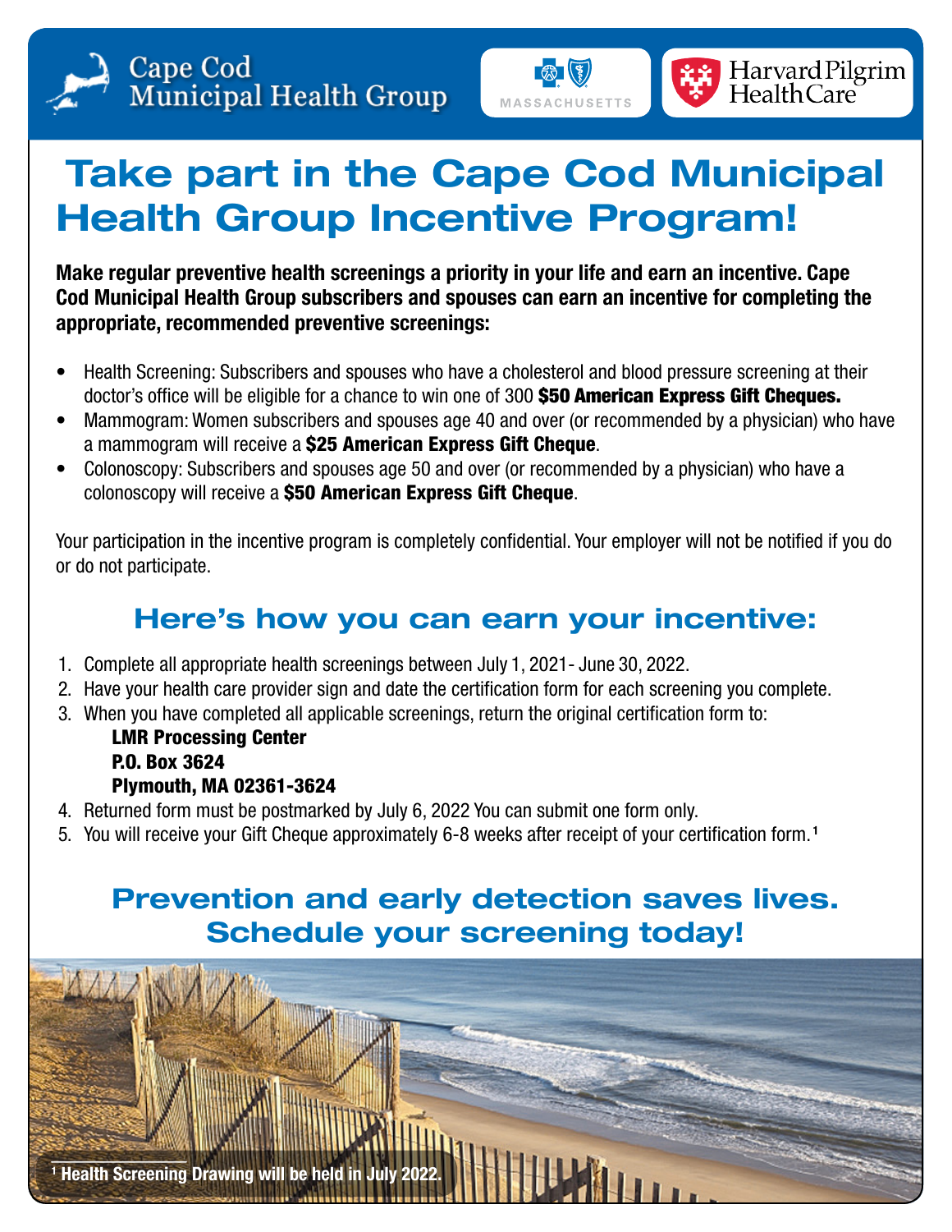Cape Cod Municipal Health Group

MASSACHUSETTS

Harvard Pilgrim Health Care

# Take part in the Cape Cod Municipal Health Group Incentive Program!

**Make regular preventive health screenings a priority in your life and earn an incentive. Cape Cod Municipal Health Group subscribers and spouses can earn an incentive for completing the appropriate, recommended preventive screenings:**

- Health Screening: Subscribers and spouses who have a cholesterol and blood pressure screening at their doctor's office will be eligible for a chance to win one of 300 **$50 American Express Gift Cheques.**
- Mammogram: Women subscribers and spouses age 40 and over (or recommended by a physician) who have a mammogram will receive a **$25 American Express Gift Cheque**.
- Colonoscopy: Subscribers and spouses age 50 and over (or recommended by a physician) who have a colonoscopy will receive a **$50 American Express Gift Cheque**.

Your participation in the incentive program is completely confidential. Your employer will not be notified if you do or do not participate.

## Here's how you can earn your incentive:

1. Complete all appropriate health screenings between July 1, 2021- June 30, 2022.
2. Have your health care provider sign and date the certification form for each screening you complete.
3. When you have completed all applicable screenings, return the original certification form to:
   **LMR Processing Center**
   **P.O. Box 3624**
   **Plymouth, MA 02361-3624**
4. Returned form must be postmarked by July 6, 2022 You can submit one form only.
5. You will receive your Gift Cheque approximately 6-8 weeks after receipt of your certification form.[1]

## Prevention and early detection saves lives. Schedule your screening today!

[1] **Health Screening Drawing will be held in July 2022.**